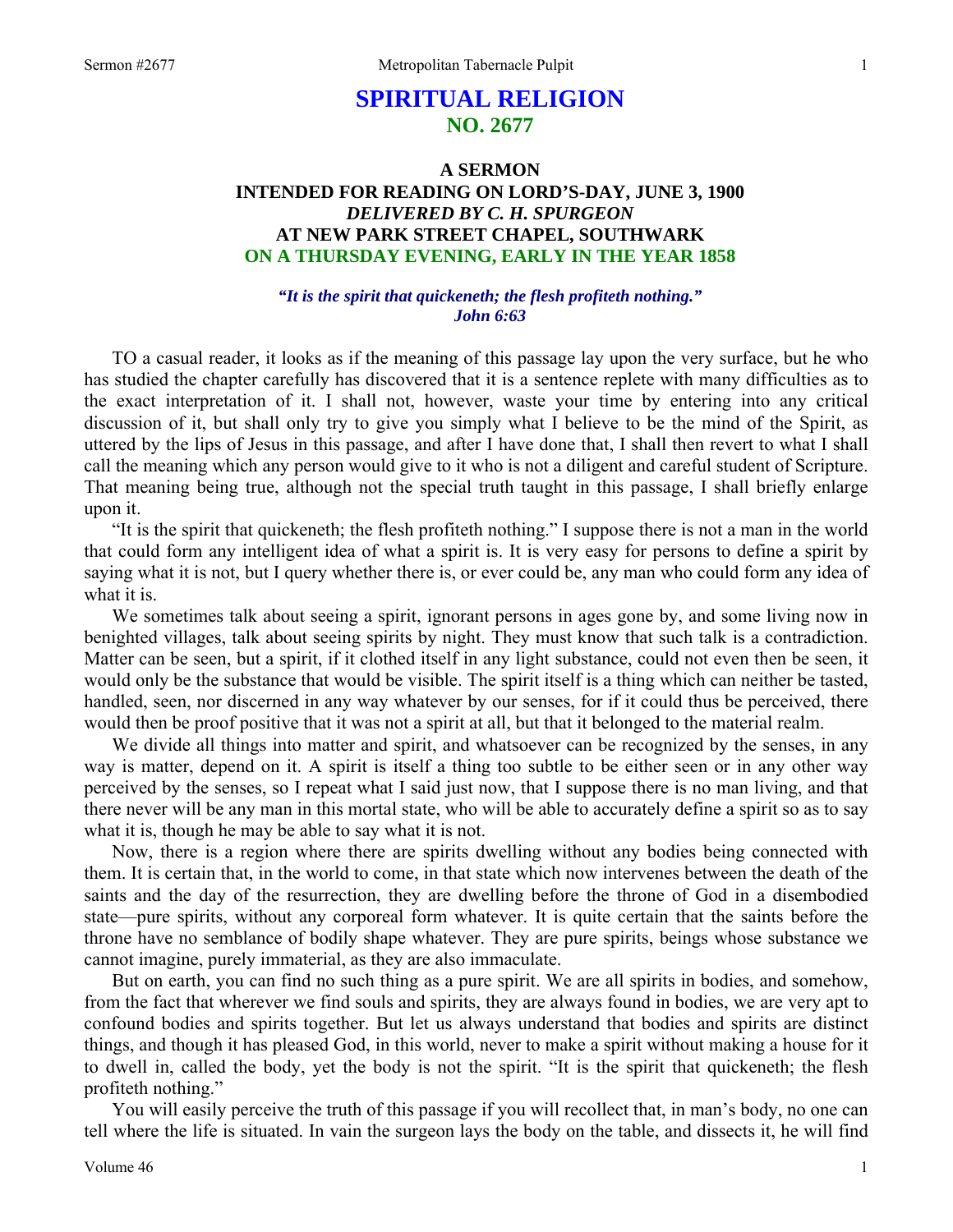# SPIRITUAL RELIGION
## NO. 2677

### A SERMON
### INTENDED FOR READING ON LORD'S-DAY, JUNE 3, 1900
### *DELIVERED BY C. H. SPURGEON*
### AT NEW PARK STREET CHAPEL, SOUTHWARK
### ON A THURSDAY EVENING, EARLY IN THE YEAR 1858

***"It is the spirit that quickeneth; the flesh profiteth nothing."***
***John 6:63***

TO a casual reader, it looks as if the meaning of this passage lay upon the very surface, but he who has studied the chapter carefully has discovered that it is a sentence replete with many difficulties as to the exact interpretation of it. I shall not, however, waste your time by entering into any critical discussion of it, but shall only try to give you simply what I believe to be the mind of the Spirit, as uttered by the lips of Jesus in this passage, and after I have done that, I shall then revert to what I shall call the meaning which any person would give to it who is not a diligent and careful student of Scripture. That meaning being true, although not the special truth taught in this passage, I shall briefly enlarge upon it.

"It is the spirit that quickeneth; the flesh profiteth nothing." I suppose there is not a man in the world that could form any intelligent idea of what a spirit is. It is very easy for persons to define a spirit by saying what it is not, but I query whether there is, or ever could be, any man who could form any idea of what it is.

We sometimes talk about seeing a spirit, ignorant persons in ages gone by, and some living now in benighted villages, talk about seeing spirits by night. They must know that such talk is a contradiction. Matter can be seen, but a spirit, if it clothed itself in any light substance, could not even then be seen, it would only be the substance that would be visible. The spirit itself is a thing which can neither be tasted, handled, seen, nor discerned in any way whatever by our senses, for if it could thus be perceived, there would then be proof positive that it was not a spirit at all, but that it belonged to the material realm.

We divide all things into matter and spirit, and whatsoever can be recognized by the senses, in any way is matter, depend on it. A spirit is itself a thing too subtle to be either seen or in any other way perceived by the senses, so I repeat what I said just now, that I suppose there is no man living, and that there never will be any man in this mortal state, who will be able to accurately define a spirit so as to say what it is, though he may be able to say what it is not.

Now, there is a region where there are spirits dwelling without any bodies being connected with them. It is certain that, in the world to come, in that state which now intervenes between the death of the saints and the day of the resurrection, they are dwelling before the throne of God in a disembodied state—pure spirits, without any corporeal form whatever. It is quite certain that the saints before the throne have no semblance of bodily shape whatever. They are pure spirits, beings whose substance we cannot imagine, purely immaterial, as they are also immaculate.

But on earth, you can find no such thing as a pure spirit. We are all spirits in bodies, and somehow, from the fact that wherever we find souls and spirits, they are always found in bodies, we are very apt to confound bodies and spirits together. But let us always understand that bodies and spirits are distinct things, and though it has pleased God, in this world, never to make a spirit without making a house for it to dwell in, called the body, yet the body is not the spirit. "It is the spirit that quickeneth; the flesh profiteth nothing."

You will easily perceive the truth of this passage if you will recollect that, in man's body, no one can tell where the life is situated. In vain the surgeon lays the body on the table, and dissects it, he will find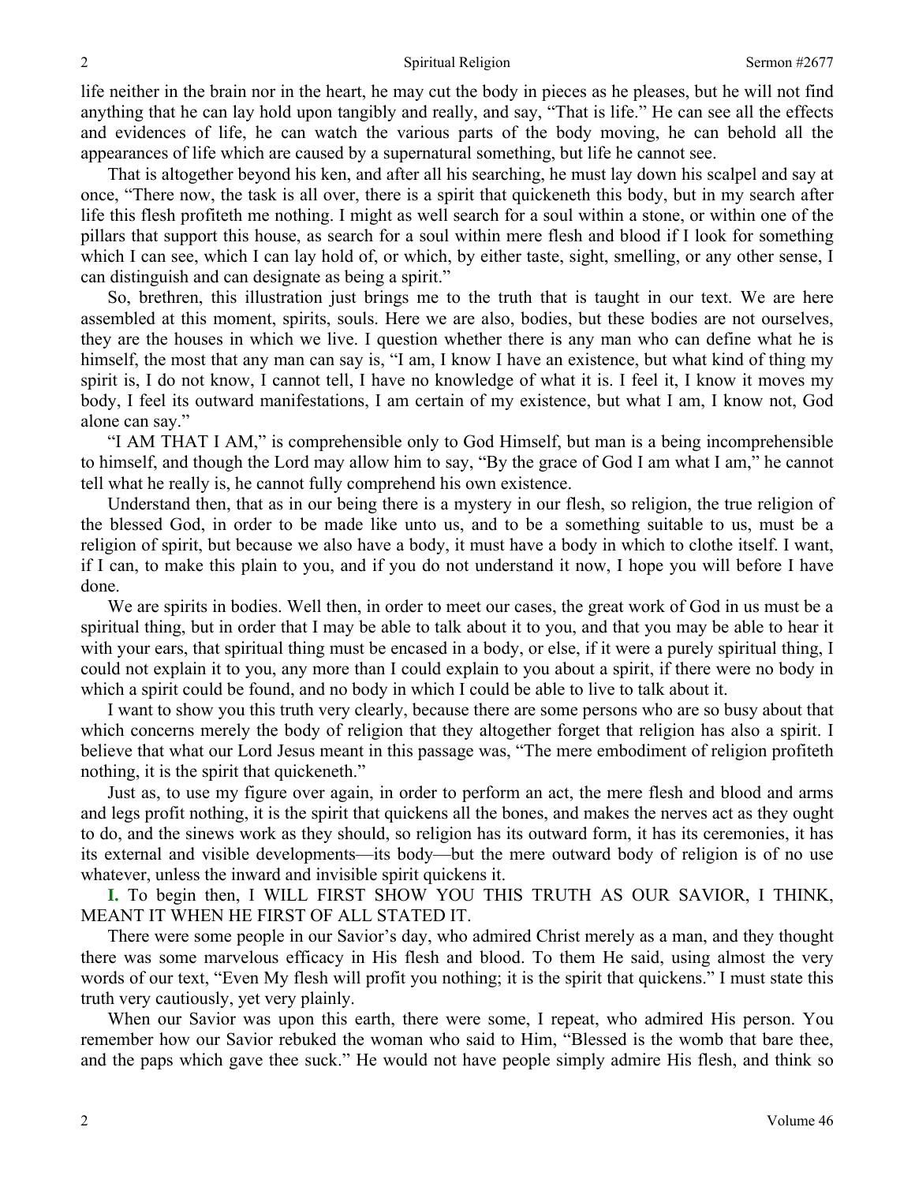life neither in the brain nor in the heart, he may cut the body in pieces as he pleases, but he will not find anything that he can lay hold upon tangibly and really, and say, "That is life." He can see all the effects and evidences of life, he can watch the various parts of the body moving, he can behold all the appearances of life which are caused by a supernatural something, but life he cannot see.

That is altogether beyond his ken, and after all his searching, he must lay down his scalpel and say at once, "There now, the task is all over, there is a spirit that quickeneth this body, but in my search after life this flesh profiteth me nothing. I might as well search for a soul within a stone, or within one of the pillars that support this house, as search for a soul within mere flesh and blood if I look for something which I can see, which I can lay hold of, or which, by either taste, sight, smelling, or any other sense, I can distinguish and can designate as being a spirit."

So, brethren, this illustration just brings me to the truth that is taught in our text. We are here assembled at this moment, spirits, souls. Here we are also, bodies, but these bodies are not ourselves, they are the houses in which we live. I question whether there is any man who can define what he is himself, the most that any man can say is, "I am, I know I have an existence, but what kind of thing my spirit is, I do not know, I cannot tell, I have no knowledge of what it is. I feel it, I know it moves my body, I feel its outward manifestations, I am certain of my existence, but what I am, I know not, God alone can say."

"I AM THAT I AM," is comprehensible only to God Himself, but man is a being incomprehensible to himself, and though the Lord may allow him to say, "By the grace of God I am what I am," he cannot tell what he really is, he cannot fully comprehend his own existence.

Understand then, that as in our being there is a mystery in our flesh, so religion, the true religion of the blessed God, in order to be made like unto us, and to be a something suitable to us, must be a religion of spirit, but because we also have a body, it must have a body in which to clothe itself. I want, if I can, to make this plain to you, and if you do not understand it now, I hope you will before I have done.

We are spirits in bodies. Well then, in order to meet our cases, the great work of God in us must be a spiritual thing, but in order that I may be able to talk about it to you, and that you may be able to hear it with your ears, that spiritual thing must be encased in a body, or else, if it were a purely spiritual thing, I could not explain it to you, any more than I could explain to you about a spirit, if there were no body in which a spirit could be found, and no body in which I could be able to live to talk about it.

I want to show you this truth very clearly, because there are some persons who are so busy about that which concerns merely the body of religion that they altogether forget that religion has also a spirit. I believe that what our Lord Jesus meant in this passage was, "The mere embodiment of religion profiteth nothing, it is the spirit that quickeneth."

Just as, to use my figure over again, in order to perform an act, the mere flesh and blood and arms and legs profit nothing, it is the spirit that quickens all the bones, and makes the nerves act as they ought to do, and the sinews work as they should, so religion has its outward form, it has its ceremonies, it has its external and visible developments—its body—but the mere outward body of religion is of no use whatever, unless the inward and invisible spirit quickens it.

**I.** To begin then, I WILL FIRST SHOW YOU THIS TRUTH AS OUR SAVIOR, I THINK, MEANT IT WHEN HE FIRST OF ALL STATED IT.

There were some people in our Savior's day, who admired Christ merely as a man, and they thought there was some marvelous efficacy in His flesh and blood. To them He said, using almost the very words of our text, "Even My flesh will profit you nothing; it is the spirit that quickens." I must state this truth very cautiously, yet very plainly.

When our Savior was upon this earth, there were some, I repeat, who admired His person. You remember how our Savior rebuked the woman who said to Him, "Blessed is the womb that bare thee, and the paps which gave thee suck." He would not have people simply admire His flesh, and think so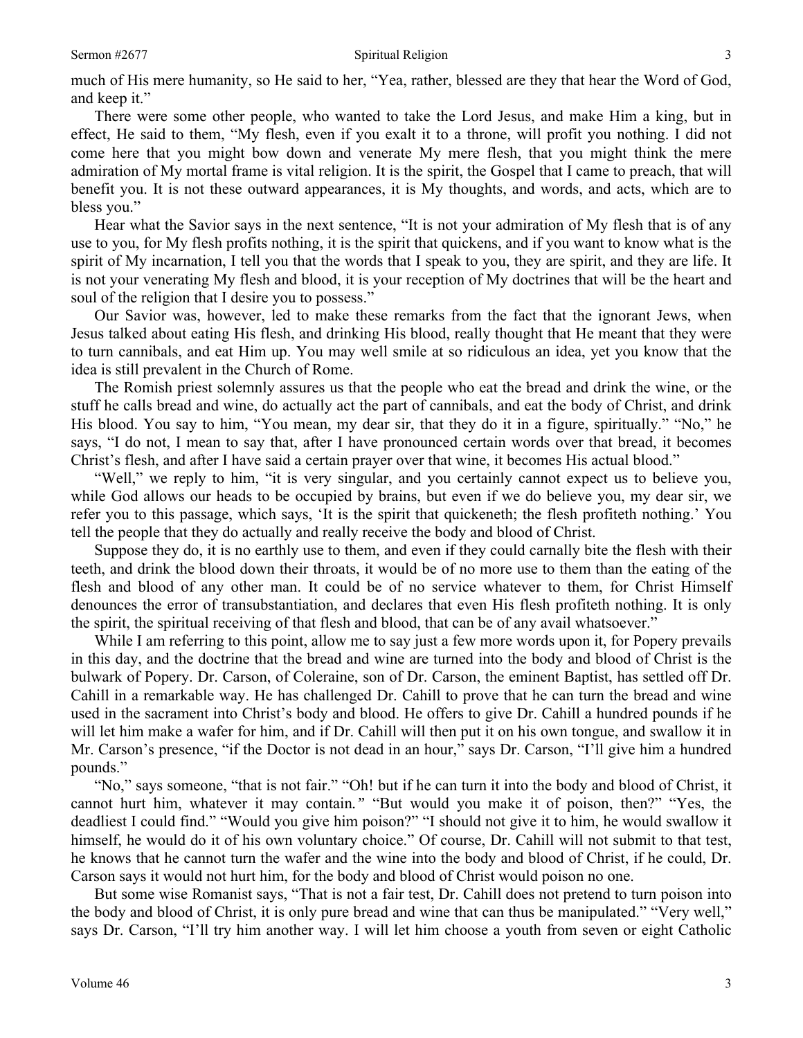much of His mere humanity, so He said to her, "Yea, rather, blessed are they that hear the Word of God, and keep it."

There were some other people, who wanted to take the Lord Jesus, and make Him a king, but in effect, He said to them, "My flesh, even if you exalt it to a throne, will profit you nothing. I did not come here that you might bow down and venerate My mere flesh, that you might think the mere admiration of My mortal frame is vital religion. It is the spirit, the Gospel that I came to preach, that will benefit you. It is not these outward appearances, it is My thoughts, and words, and acts, which are to bless you."

Hear what the Savior says in the next sentence, "It is not your admiration of My flesh that is of any use to you, for My flesh profits nothing, it is the spirit that quickens, and if you want to know what is the spirit of My incarnation, I tell you that the words that I speak to you, they are spirit, and they are life. It is not your venerating My flesh and blood, it is your reception of My doctrines that will be the heart and soul of the religion that I desire you to possess."

Our Savior was, however, led to make these remarks from the fact that the ignorant Jews, when Jesus talked about eating His flesh, and drinking His blood, really thought that He meant that they were to turn cannibals, and eat Him up. You may well smile at so ridiculous an idea, yet you know that the idea is still prevalent in the Church of Rome.

The Romish priest solemnly assures us that the people who eat the bread and drink the wine, or the stuff he calls bread and wine, do actually act the part of cannibals, and eat the body of Christ, and drink His blood. You say to him, "You mean, my dear sir, that they do it in a figure, spiritually." "No," he says, "I do not, I mean to say that, after I have pronounced certain words over that bread, it becomes Christ's flesh, and after I have said a certain prayer over that wine, it becomes His actual blood."

"Well," we reply to him, "it is very singular, and you certainly cannot expect us to believe you, while God allows our heads to be occupied by brains, but even if we do believe you, my dear sir, we refer you to this passage, which says, 'It is the spirit that quickeneth; the flesh profiteth nothing.' You tell the people that they do actually and really receive the body and blood of Christ.

Suppose they do, it is no earthly use to them, and even if they could carnally bite the flesh with their teeth, and drink the blood down their throats, it would be of no more use to them than the eating of the flesh and blood of any other man. It could be of no service whatever to them, for Christ Himself denounces the error of transubstantiation, and declares that even His flesh profiteth nothing. It is only the spirit, the spiritual receiving of that flesh and blood, that can be of any avail whatsoever."

While I am referring to this point, allow me to say just a few more words upon it, for Popery prevails in this day, and the doctrine that the bread and wine are turned into the body and blood of Christ is the bulwark of Popery. Dr. Carson, of Coleraine, son of Dr. Carson, the eminent Baptist, has settled off Dr. Cahill in a remarkable way. He has challenged Dr. Cahill to prove that he can turn the bread and wine used in the sacrament into Christ's body and blood. He offers to give Dr. Cahill a hundred pounds if he will let him make a wafer for him, and if Dr. Cahill will then put it on his own tongue, and swallow it in Mr. Carson's presence, "if the Doctor is not dead in an hour," says Dr. Carson, "I'll give him a hundred pounds."

"No," says someone, "that is not fair." "Oh! but if he can turn it into the body and blood of Christ, it cannot hurt him, whatever it may contain." "But would you make it of poison, then?" "Yes, the deadliest I could find." "Would you give him poison?" "I should not give it to him, he would swallow it himself, he would do it of his own voluntary choice." Of course, Dr. Cahill will not submit to that test, he knows that he cannot turn the wafer and the wine into the body and blood of Christ, if he could, Dr. Carson says it would not hurt him, for the body and blood of Christ would poison no one.

But some wise Romanist says, "That is not a fair test, Dr. Cahill does not pretend to turn poison into the body and blood of Christ, it is only pure bread and wine that can thus be manipulated." "Very well," says Dr. Carson, "I'll try him another way. I will let him choose a youth from seven or eight Catholic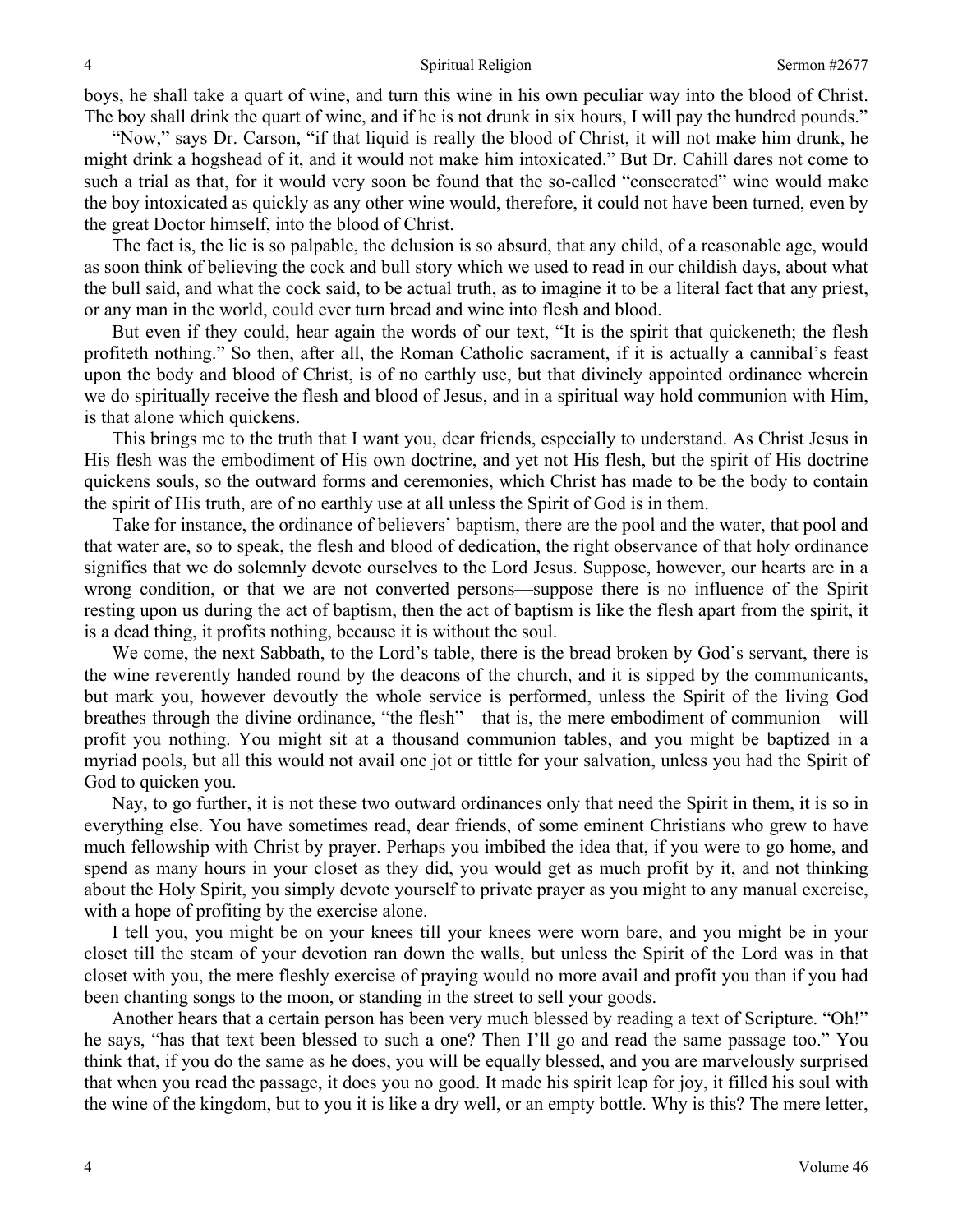boys, he shall take a quart of wine, and turn this wine in his own peculiar way into the blood of Christ. The boy shall drink the quart of wine, and if he is not drunk in six hours, I will pay the hundred pounds."

"Now," says Dr. Carson, "if that liquid is really the blood of Christ, it will not make him drunk, he might drink a hogshead of it, and it would not make him intoxicated." But Dr. Cahill dares not come to such a trial as that, for it would very soon be found that the so-called "consecrated" wine would make the boy intoxicated as quickly as any other wine would, therefore, it could not have been turned, even by the great Doctor himself, into the blood of Christ.

The fact is, the lie is so palpable, the delusion is so absurd, that any child, of a reasonable age, would as soon think of believing the cock and bull story which we used to read in our childish days, about what the bull said, and what the cock said, to be actual truth, as to imagine it to be a literal fact that any priest, or any man in the world, could ever turn bread and wine into flesh and blood.

But even if they could, hear again the words of our text, "It is the spirit that quickeneth; the flesh profiteth nothing." So then, after all, the Roman Catholic sacrament, if it is actually a cannibal's feast upon the body and blood of Christ, is of no earthly use, but that divinely appointed ordinance wherein we do spiritually receive the flesh and blood of Jesus, and in a spiritual way hold communion with Him, is that alone which quickens.

This brings me to the truth that I want you, dear friends, especially to understand. As Christ Jesus in His flesh was the embodiment of His own doctrine, and yet not His flesh, but the spirit of His doctrine quickens souls, so the outward forms and ceremonies, which Christ has made to be the body to contain the spirit of His truth, are of no earthly use at all unless the Spirit of God is in them.

Take for instance, the ordinance of believers' baptism, there are the pool and the water, that pool and that water are, so to speak, the flesh and blood of dedication, the right observance of that holy ordinance signifies that we do solemnly devote ourselves to the Lord Jesus. Suppose, however, our hearts are in a wrong condition, or that we are not converted persons—suppose there is no influence of the Spirit resting upon us during the act of baptism, then the act of baptism is like the flesh apart from the spirit, it is a dead thing, it profits nothing, because it is without the soul.

We come, the next Sabbath, to the Lord's table, there is the bread broken by God's servant, there is the wine reverently handed round by the deacons of the church, and it is sipped by the communicants, but mark you, however devoutly the whole service is performed, unless the Spirit of the living God breathes through the divine ordinance, "the flesh"—that is, the mere embodiment of communion—will profit you nothing. You might sit at a thousand communion tables, and you might be baptized in a myriad pools, but all this would not avail one jot or tittle for your salvation, unless you had the Spirit of God to quicken you.

Nay, to go further, it is not these two outward ordinances only that need the Spirit in them, it is so in everything else. You have sometimes read, dear friends, of some eminent Christians who grew to have much fellowship with Christ by prayer. Perhaps you imbibed the idea that, if you were to go home, and spend as many hours in your closet as they did, you would get as much profit by it, and not thinking about the Holy Spirit, you simply devote yourself to private prayer as you might to any manual exercise, with a hope of profiting by the exercise alone.

I tell you, you might be on your knees till your knees were worn bare, and you might be in your closet till the steam of your devotion ran down the walls, but unless the Spirit of the Lord was in that closet with you, the mere fleshly exercise of praying would no more avail and profit you than if you had been chanting songs to the moon, or standing in the street to sell your goods.

Another hears that a certain person has been very much blessed by reading a text of Scripture. "Oh!" he says, "has that text been blessed to such a one? Then I'll go and read the same passage too." You think that, if you do the same as he does, you will be equally blessed, and you are marvelously surprised that when you read the passage, it does you no good. It made his spirit leap for joy, it filled his soul with the wine of the kingdom, but to you it is like a dry well, or an empty bottle. Why is this? The mere letter,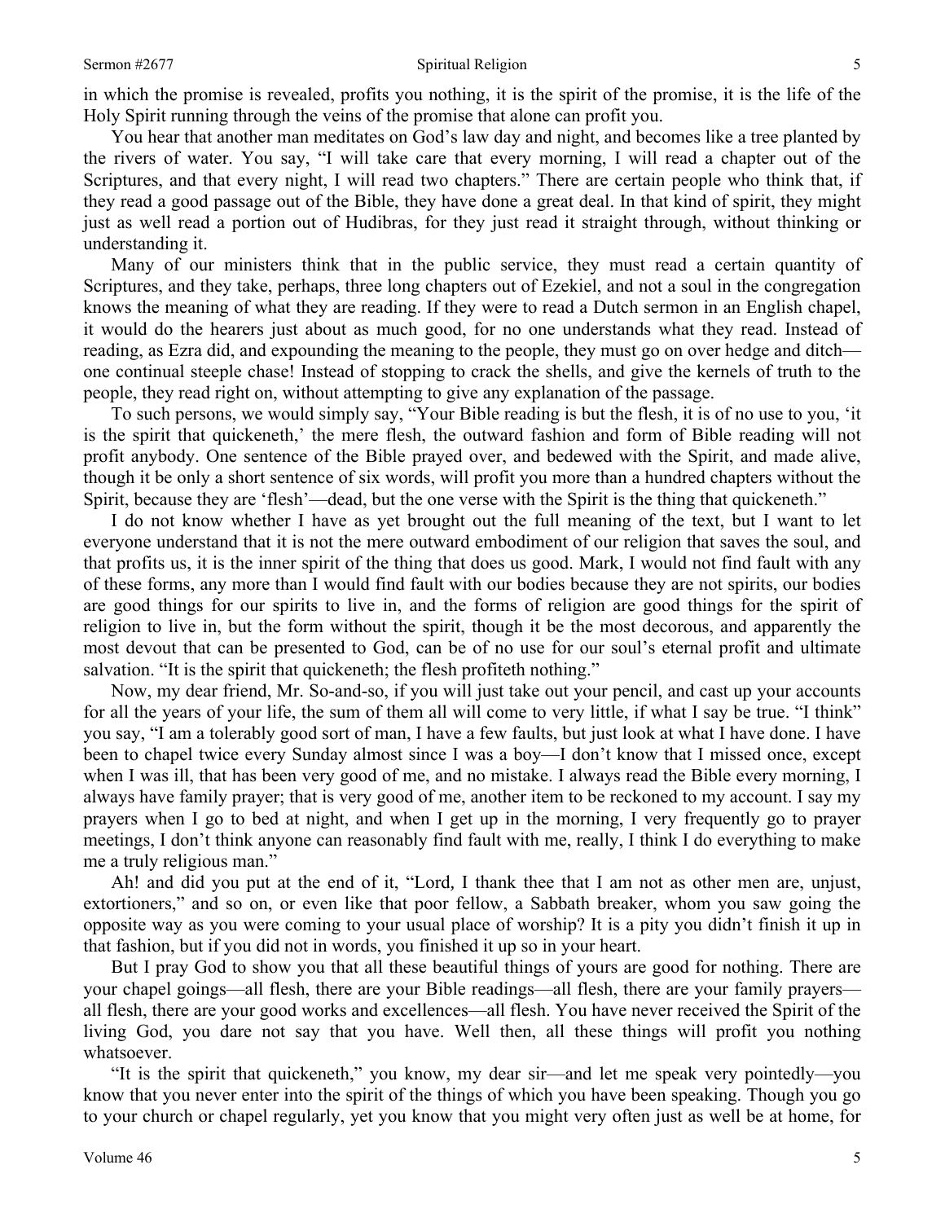in which the promise is revealed, profits you nothing, it is the spirit of the promise, it is the life of the Holy Spirit running through the veins of the promise that alone can profit you.

You hear that another man meditates on God's law day and night, and becomes like a tree planted by the rivers of water. You say, "I will take care that every morning, I will read a chapter out of the Scriptures, and that every night, I will read two chapters." There are certain people who think that, if they read a good passage out of the Bible, they have done a great deal. In that kind of spirit, they might just as well read a portion out of Hudibras, for they just read it straight through, without thinking or understanding it.

Many of our ministers think that in the public service, they must read a certain quantity of Scriptures, and they take, perhaps, three long chapters out of Ezekiel, and not a soul in the congregation knows the meaning of what they are reading. If they were to read a Dutch sermon in an English chapel, it would do the hearers just about as much good, for no one understands what they read. Instead of reading, as Ezra did, and expounding the meaning to the people, they must go on over hedge and ditch—one continual steeple chase! Instead of stopping to crack the shells, and give the kernels of truth to the people, they read right on, without attempting to give any explanation of the passage.

To such persons, we would simply say, "Your Bible reading is but the flesh, it is of no use to you, 'it is the spirit that quickeneth,' the mere flesh, the outward fashion and form of Bible reading will not profit anybody. One sentence of the Bible prayed over, and bedewed with the Spirit, and made alive, though it be only a short sentence of six words, will profit you more than a hundred chapters without the Spirit, because they are 'flesh'—dead, but the one verse with the Spirit is the thing that quickeneth."

I do not know whether I have as yet brought out the full meaning of the text, but I want to let everyone understand that it is not the mere outward embodiment of our religion that saves the soul, and that profits us, it is the inner spirit of the thing that does us good. Mark, I would not find fault with any of these forms, any more than I would find fault with our bodies because they are not spirits, our bodies are good things for our spirits to live in, and the forms of religion are good things for the spirit of religion to live in, but the form without the spirit, though it be the most decorous, and apparently the most devout that can be presented to God, can be of no use for our soul's eternal profit and ultimate salvation. "It is the spirit that quickeneth; the flesh profiteth nothing."

Now, my dear friend, Mr. So-and-so, if you will just take out your pencil, and cast up your accounts for all the years of your life, the sum of them all will come to very little, if what I say be true. "I think" you say, "I am a tolerably good sort of man, I have a few faults, but just look at what I have done. I have been to chapel twice every Sunday almost since I was a boy—I don't know that I missed once, except when I was ill, that has been very good of me, and no mistake. I always read the Bible every morning, I always have family prayer; that is very good of me, another item to be reckoned to my account. I say my prayers when I go to bed at night, and when I get up in the morning, I very frequently go to prayer meetings, I don't think anyone can reasonably find fault with me, really, I think I do everything to make me a truly religious man."

Ah! and did you put at the end of it, "Lord, I thank thee that I am not as other men are, unjust, extortioners," and so on, or even like that poor fellow, a Sabbath breaker, whom you saw going the opposite way as you were coming to your usual place of worship? It is a pity you didn't finish it up in that fashion, but if you did not in words, you finished it up so in your heart.

But I pray God to show you that all these beautiful things of yours are good for nothing. There are your chapel goings—all flesh, there are your Bible readings—all flesh, there are your family prayers—all flesh, there are your good works and excellences—all flesh. You have never received the Spirit of the living God, you dare not say that you have. Well then, all these things will profit you nothing whatsoever.

"It is the spirit that quickeneth," you know, my dear sir—and let me speak very pointedly—you know that you never enter into the spirit of the things of which you have been speaking. Though you go to your church or chapel regularly, yet you know that you might very often just as well be at home, for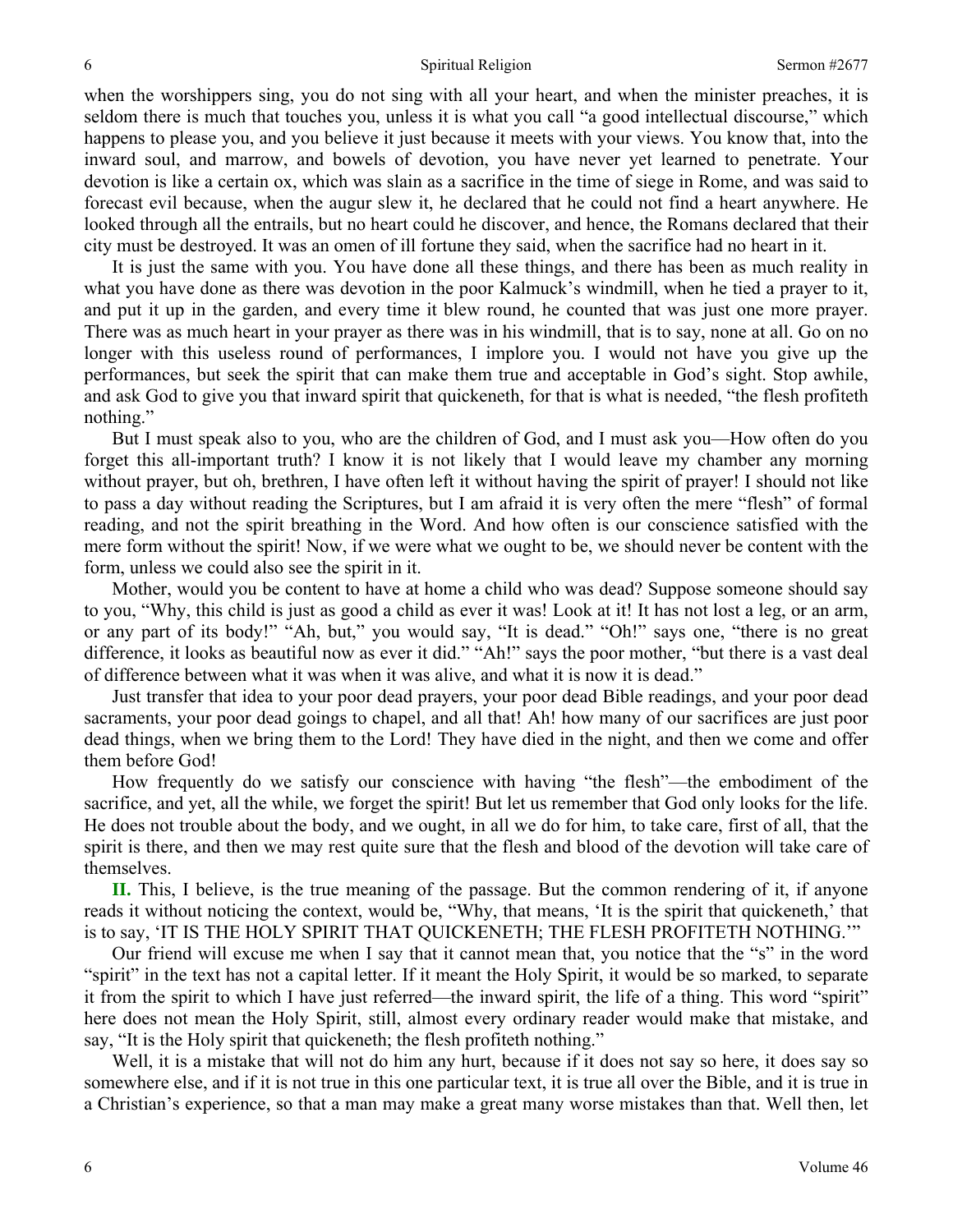when the worshippers sing, you do not sing with all your heart, and when the minister preaches, it is seldom there is much that touches you, unless it is what you call "a good intellectual discourse," which happens to please you, and you believe it just because it meets with your views. You know that, into the inward soul, and marrow, and bowels of devotion, you have never yet learned to penetrate. Your devotion is like a certain ox, which was slain as a sacrifice in the time of siege in Rome, and was said to forecast evil because, when the augur slew it, he declared that he could not find a heart anywhere. He looked through all the entrails, but no heart could he discover, and hence, the Romans declared that their city must be destroyed. It was an omen of ill fortune they said, when the sacrifice had no heart in it.

It is just the same with you. You have done all these things, and there has been as much reality in what you have done as there was devotion in the poor Kalmuck's windmill, when he tied a prayer to it, and put it up in the garden, and every time it blew round, he counted that was just one more prayer. There was as much heart in your prayer as there was in his windmill, that is to say, none at all. Go on no longer with this useless round of performances, I implore you. I would not have you give up the performances, but seek the spirit that can make them true and acceptable in God's sight. Stop awhile, and ask God to give you that inward spirit that quickeneth, for that is what is needed, "the flesh profiteth nothing."

But I must speak also to you, who are the children of God, and I must ask you—How often do you forget this all-important truth? I know it is not likely that I would leave my chamber any morning without prayer, but oh, brethren, I have often left it without having the spirit of prayer! I should not like to pass a day without reading the Scriptures, but I am afraid it is very often the mere "flesh" of formal reading, and not the spirit breathing in the Word. And how often is our conscience satisfied with the mere form without the spirit! Now, if we were what we ought to be, we should never be content with the form, unless we could also see the spirit in it.

Mother, would you be content to have at home a child who was dead? Suppose someone should say to you, "Why, this child is just as good a child as ever it was! Look at it! It has not lost a leg, or an arm, or any part of its body!" "Ah, but," you would say, "It is dead." "Oh!" says one, "there is no great difference, it looks as beautiful now as ever it did." "Ah!" says the poor mother, "but there is a vast deal of difference between what it was when it was alive, and what it is now it is dead."

Just transfer that idea to your poor dead prayers, your poor dead Bible readings, and your poor dead sacraments, your poor dead goings to chapel, and all that! Ah! how many of our sacrifices are just poor dead things, when we bring them to the Lord! They have died in the night, and then we come and offer them before God!

How frequently do we satisfy our conscience with having "the flesh"—the embodiment of the sacrifice, and yet, all the while, we forget the spirit! But let us remember that God only looks for the life. He does not trouble about the body, and we ought, in all we do for him, to take care, first of all, that the spirit is there, and then we may rest quite sure that the flesh and blood of the devotion will take care of themselves.

**II.** This, I believe, is the true meaning of the passage. But the common rendering of it, if anyone reads it without noticing the context, would be, "Why, that means, 'It is the spirit that quickeneth,' that is to say, 'IT IS THE HOLY SPIRIT THAT QUICKENETH; THE FLESH PROFITETH NOTHING.'"

Our friend will excuse me when I say that it cannot mean that, you notice that the "s" in the word "spirit" in the text has not a capital letter. If it meant the Holy Spirit, it would be so marked, to separate it from the spirit to which I have just referred—the inward spirit, the life of a thing. This word "spirit" here does not mean the Holy Spirit, still, almost every ordinary reader would make that mistake, and say, "It is the Holy spirit that quickeneth; the flesh profiteth nothing."

Well, it is a mistake that will not do him any hurt, because if it does not say so here, it does say so somewhere else, and if it is not true in this one particular text, it is true all over the Bible, and it is true in a Christian's experience, so that a man may make a great many worse mistakes than that. Well then, let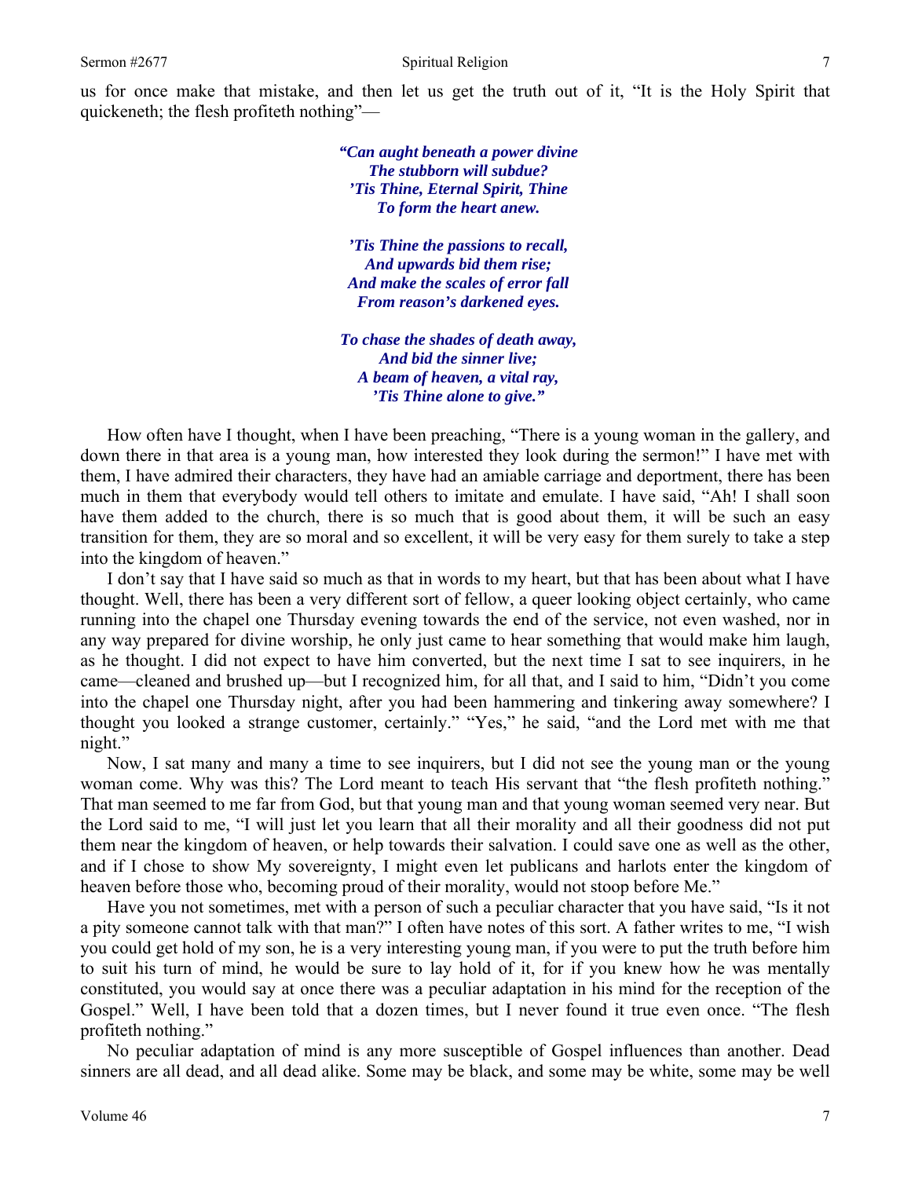us for once make that mistake, and then let us get the truth out of it, "It is the Holy Spirit that quickeneth; the flesh profiteth nothing"—

> ***"Can aught beneath a power divine***
> ***The stubborn will subdue?***
> ***'Tis Thine, Eternal Spirit, Thine***
> ***To form the heart anew.***
>
> ***'Tis Thine the passions to recall,***
> ***And upwards bid them rise;***
> ***And make the scales of error fall***
> ***From reason's darkened eyes.***
>
> ***To chase the shades of death away,***
> ***And bid the sinner live;***
> ***A beam of heaven, a vital ray,***
> ***'Tis Thine alone to give."***

How often have I thought, when I have been preaching, "There is a young woman in the gallery, and down there in that area is a young man, how interested they look during the sermon!" I have met with them, I have admired their characters, they have had an amiable carriage and deportment, there has been much in them that everybody would tell others to imitate and emulate. I have said, "Ah! I shall soon have them added to the church, there is so much that is good about them, it will be such an easy transition for them, they are so moral and so excellent, it will be very easy for them surely to take a step into the kingdom of heaven."

I don't say that I have said so much as that in words to my heart, but that has been about what I have thought. Well, there has been a very different sort of fellow, a queer looking object certainly, who came running into the chapel one Thursday evening towards the end of the service, not even washed, nor in any way prepared for divine worship, he only just came to hear something that would make him laugh, as he thought. I did not expect to have him converted, but the next time I sat to see inquirers, in he came—cleaned and brushed up—but I recognized him, for all that, and I said to him, "Didn't you come into the chapel one Thursday night, after you had been hammering and tinkering away somewhere? I thought you looked a strange customer, certainly." "Yes," he said, "and the Lord met with me that night."

Now, I sat many and many a time to see inquirers, but I did not see the young man or the young woman come. Why was this? The Lord meant to teach His servant that "the flesh profiteth nothing." That man seemed to me far from God, but that young man and that young woman seemed very near. But the Lord said to me, "I will just let you learn that all their morality and all their goodness did not put them near the kingdom of heaven, or help towards their salvation. I could save one as well as the other, and if I chose to show My sovereignty, I might even let publicans and harlots enter the kingdom of heaven before those who, becoming proud of their morality, would not stoop before Me."

Have you not sometimes, met with a person of such a peculiar character that you have said, "Is it not a pity someone cannot talk with that man?" I often have notes of this sort. A father writes to me, "I wish you could get hold of my son, he is a very interesting young man, if you were to put the truth before him to suit his turn of mind, he would be sure to lay hold of it, for if you knew how he was mentally constituted, you would say at once there was a peculiar adaptation in his mind for the reception of the Gospel." Well, I have been told that a dozen times, but I never found it true even once. "The flesh profiteth nothing."

No peculiar adaptation of mind is any more susceptible of Gospel influences than another. Dead sinners are all dead, and all dead alike. Some may be black, and some may be white, some may be well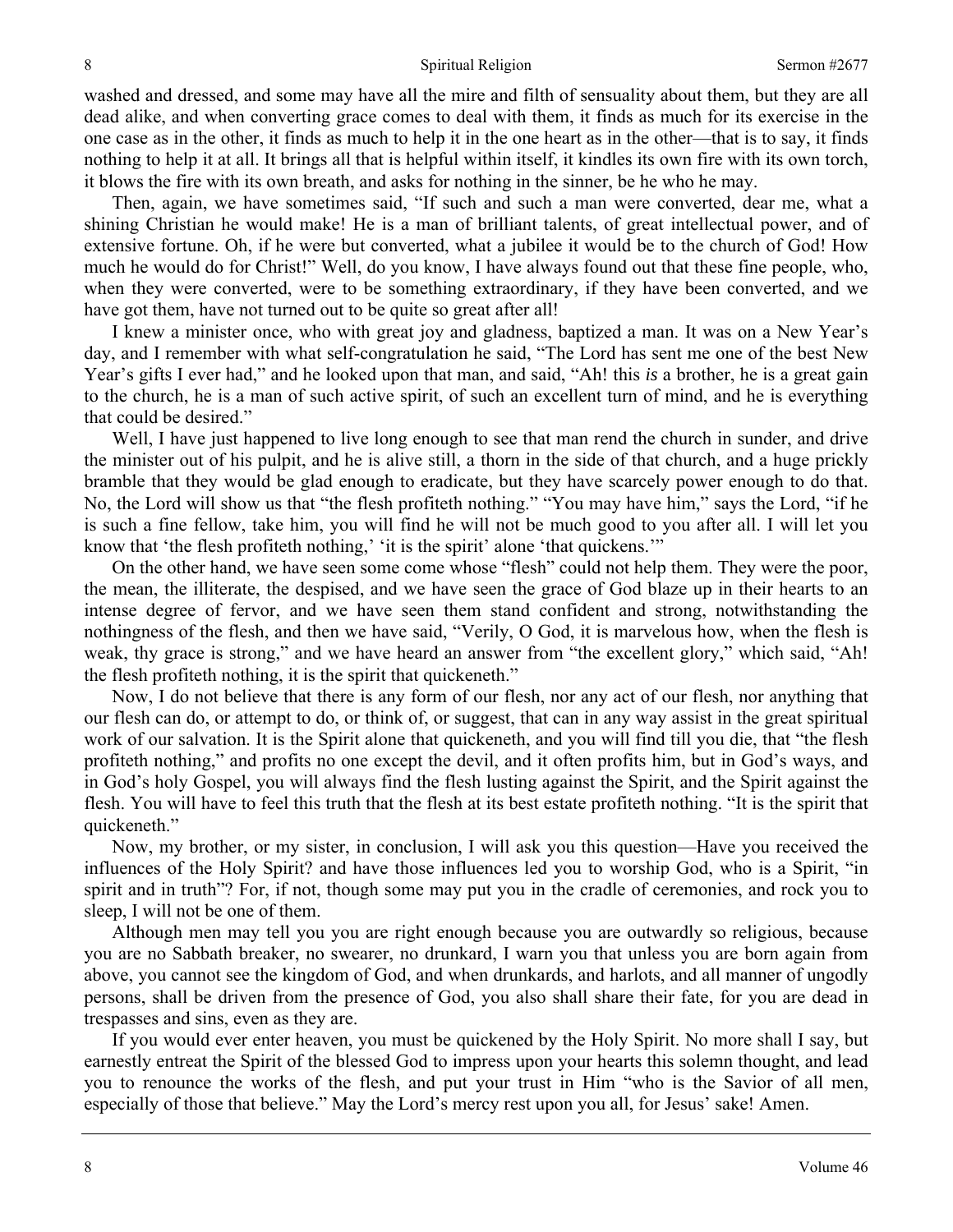washed and dressed, and some may have all the mire and filth of sensuality about them, but they are all dead alike, and when converting grace comes to deal with them, it finds as much for its exercise in the one case as in the other, it finds as much to help it in the one heart as in the other—that is to say, it finds nothing to help it at all. It brings all that is helpful within itself, it kindles its own fire with its own torch, it blows the fire with its own breath, and asks for nothing in the sinner, be he who he may.

Then, again, we have sometimes said, "If such and such a man were converted, dear me, what a shining Christian he would make! He is a man of brilliant talents, of great intellectual power, and of extensive fortune. Oh, if he were but converted, what a jubilee it would be to the church of God! How much he would do for Christ!" Well, do you know, I have always found out that these fine people, who, when they were converted, were to be something extraordinary, if they have been converted, and we have got them, have not turned out to be quite so great after all!

I knew a minister once, who with great joy and gladness, baptized a man. It was on a New Year's day, and I remember with what self-congratulation he said, "The Lord has sent me one of the best New Year's gifts I ever had," and he looked upon that man, and said, "Ah! this *is* a brother, he is a great gain to the church, he is a man of such active spirit, of such an excellent turn of mind, and he is everything that could be desired."

Well, I have just happened to live long enough to see that man rend the church in sunder, and drive the minister out of his pulpit, and he is alive still, a thorn in the side of that church, and a huge prickly bramble that they would be glad enough to eradicate, but they have scarcely power enough to do that. No, the Lord will show us that "the flesh profiteth nothing." "You may have him," says the Lord, "if he is such a fine fellow, take him, you will find he will not be much good to you after all. I will let you know that 'the flesh profiteth nothing,' 'it is the spirit' alone 'that quickens.'"

On the other hand, we have seen some come whose "flesh" could not help them. They were the poor, the mean, the illiterate, the despised, and we have seen the grace of God blaze up in their hearts to an intense degree of fervor, and we have seen them stand confident and strong, notwithstanding the nothingness of the flesh, and then we have said, "Verily, O God, it is marvelous how, when the flesh is weak, thy grace is strong," and we have heard an answer from "the excellent glory," which said, "Ah! the flesh profiteth nothing, it is the spirit that quickeneth."

Now, I do not believe that there is any form of our flesh, nor any act of our flesh, nor anything that our flesh can do, or attempt to do, or think of, or suggest, that can in any way assist in the great spiritual work of our salvation. It is the Spirit alone that quickeneth, and you will find till you die, that "the flesh profiteth nothing," and profits no one except the devil, and it often profits him, but in God's ways, and in God's holy Gospel, you will always find the flesh lusting against the Spirit, and the Spirit against the flesh. You will have to feel this truth that the flesh at its best estate profiteth nothing. "It is the spirit that quickeneth."

Now, my brother, or my sister, in conclusion, I will ask you this question—Have you received the influences of the Holy Spirit? and have those influences led you to worship God, who is a Spirit, "in spirit and in truth"? For, if not, though some may put you in the cradle of ceremonies, and rock you to sleep, I will not be one of them.

Although men may tell you you are right enough because you are outwardly so religious, because you are no Sabbath breaker, no swearer, no drunkard, I warn you that unless you are born again from above, you cannot see the kingdom of God, and when drunkards, and harlots, and all manner of ungodly persons, shall be driven from the presence of God, you also shall share their fate, for you are dead in trespasses and sins, even as they are.

If you would ever enter heaven, you must be quickened by the Holy Spirit. No more shall I say, but earnestly entreat the Spirit of the blessed God to impress upon your hearts this solemn thought, and lead you to renounce the works of the flesh, and put your trust in Him "who is the Savior of all men, especially of those that believe." May the Lord's mercy rest upon you all, for Jesus' sake! Amen.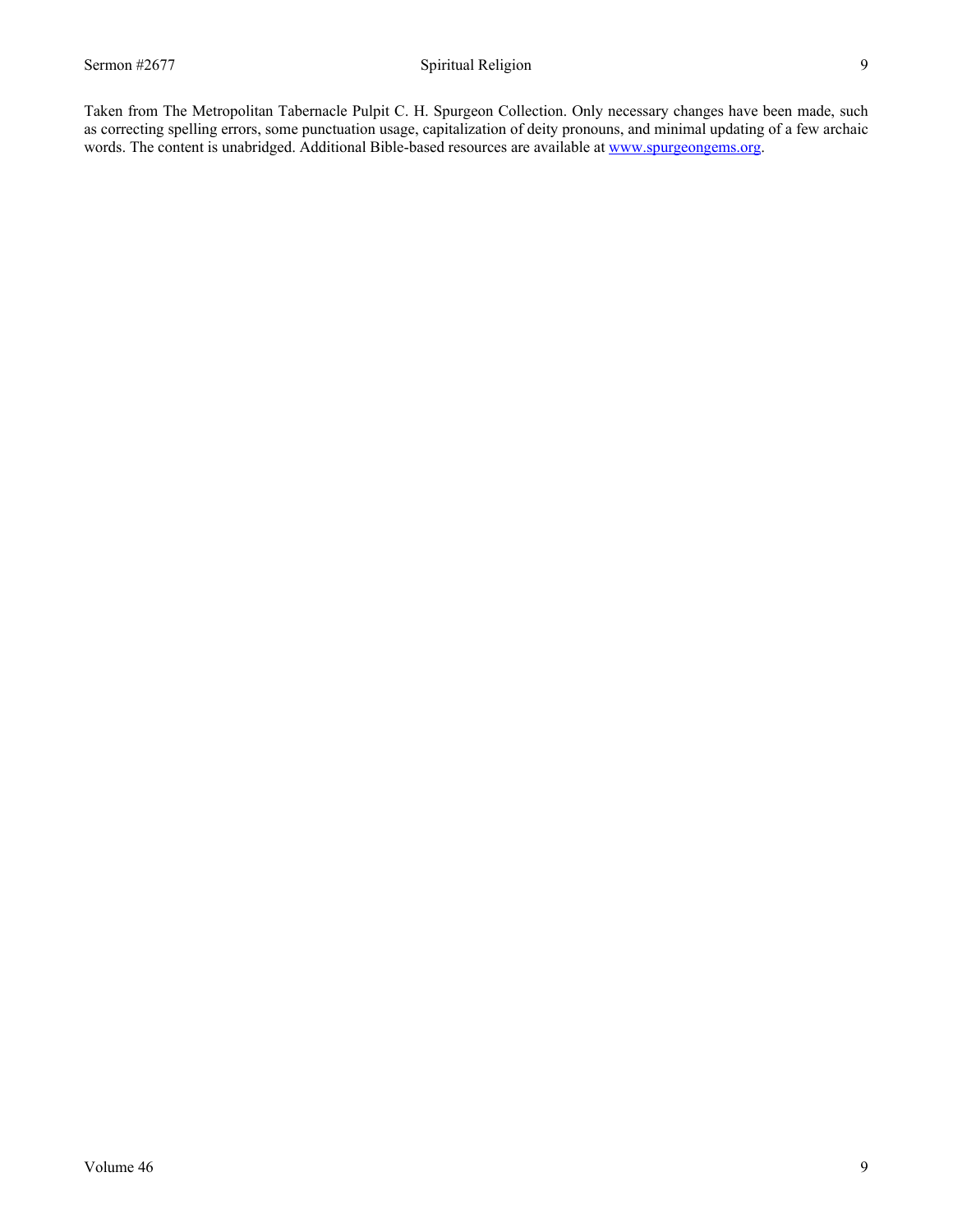Taken from The Metropolitan Tabernacle Pulpit C. H. Spurgeon Collection. Only necessary changes have been made, such as correcting spelling errors, some punctuation usage, capitalization of deity pronouns, and minimal updating of a few archaic words. The content is unabridged. Additional Bible-based resources are available at [www.spurgeongems.org](http://www.spurgeongems.org).